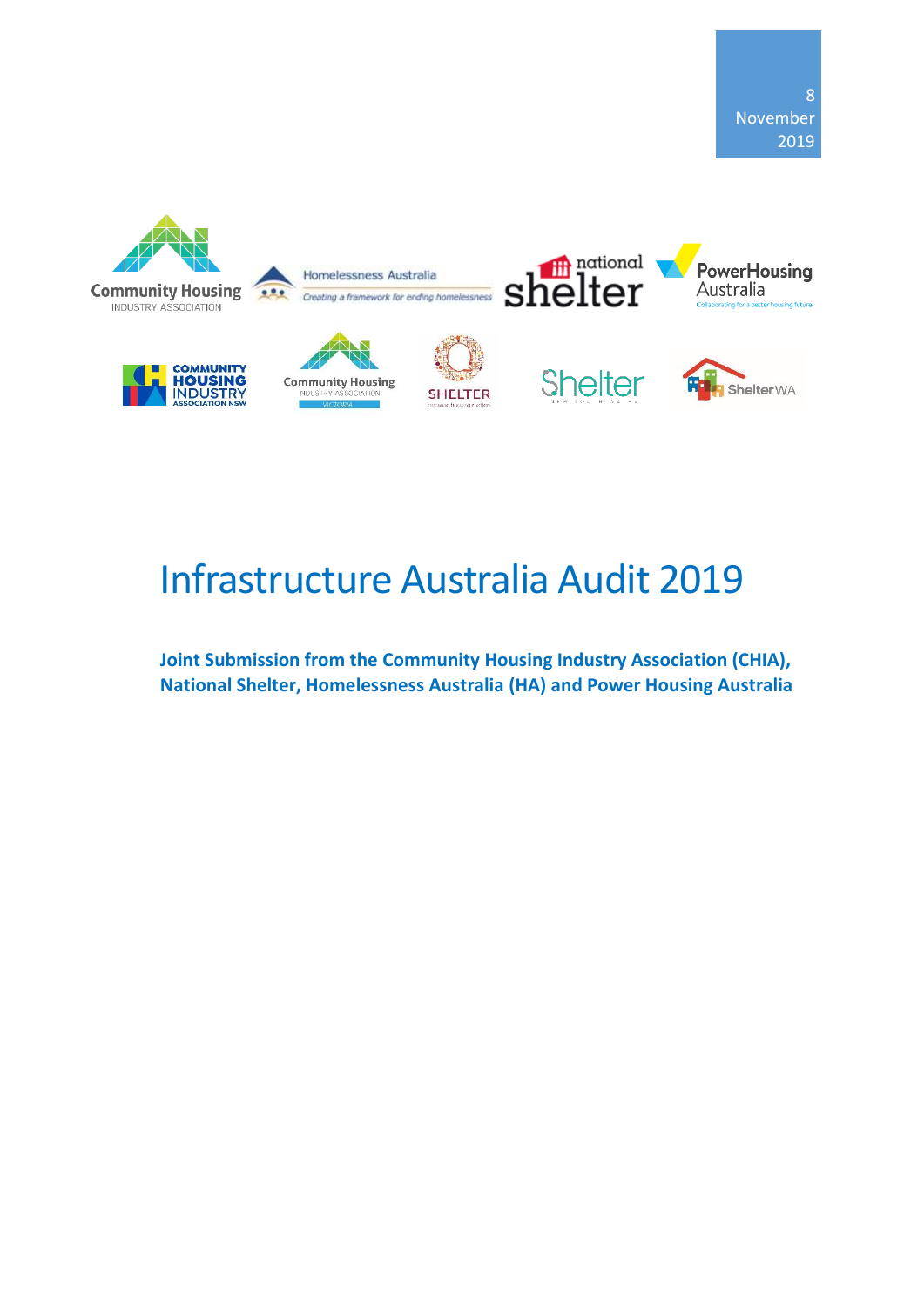8 November 2019

# Infrastructure Australia Audit 2019

**Joint Submission from the Community Housing Industry Association (CHIA), National Shelter, Homelessness Australia (HA) and Power Housing Australia**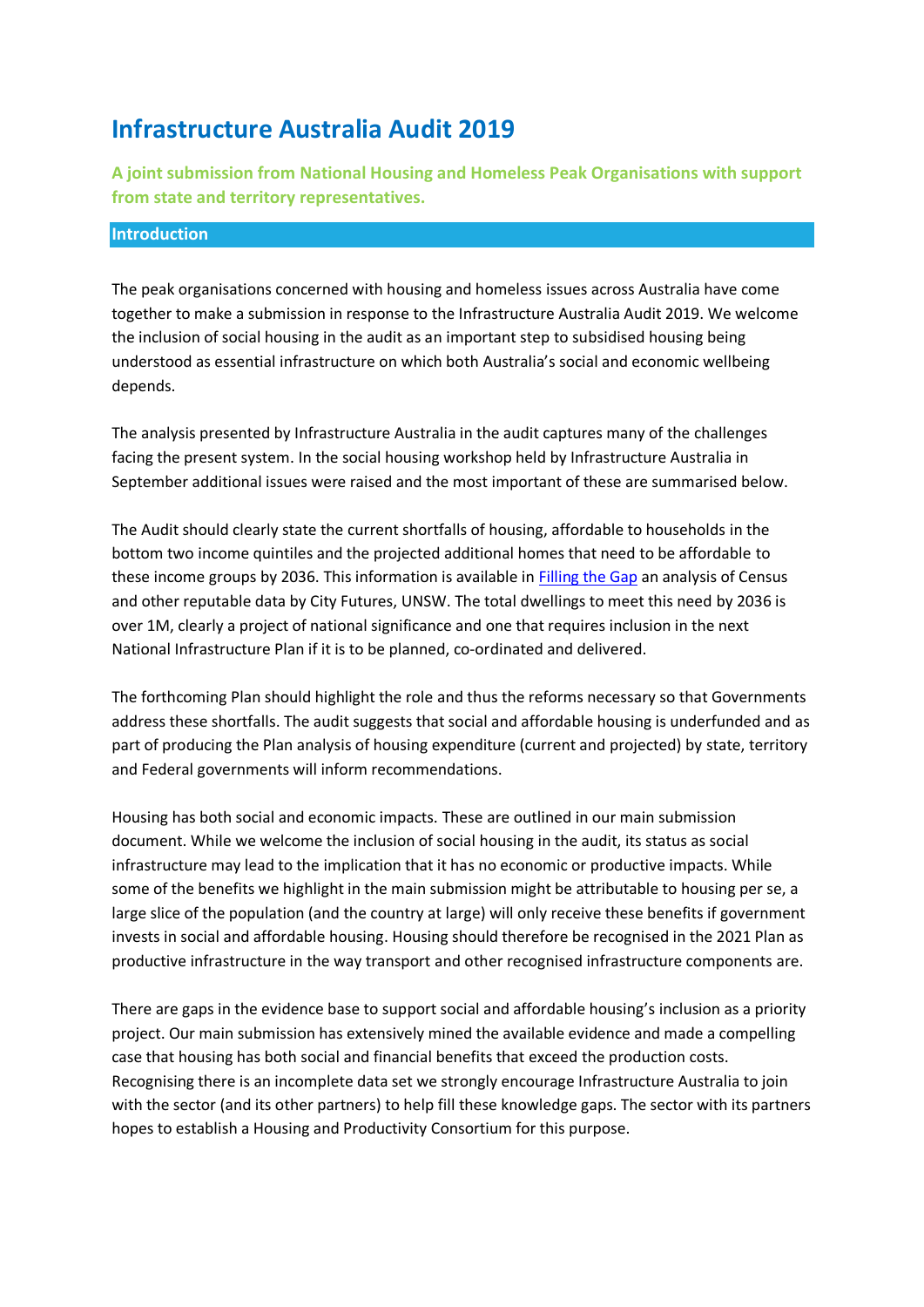# Infrastructure Australia Audit 2019

**A joint submission from National Housing and Homeless Peak Organisations with support from state and territory representatives.**

## Introduction

The peak organisations concerned with housing and homeless issues across Australia have come together to make a submission in response to the Infrastructure Australia Audit 2019. We welcome the inclusion of social housing in the audit as an important step to subsidised housing being understood as essential infrastructure on which both Australia's social and economic wellbeing depends.

The analysis presented by Infrastructure Australia in the audit captures many of the challenges facing the present system. In the social housing workshop held by Infrastructure Australia in September additional issues were raised and the most important of these are summarised below.

The Audit should clearly state the current shortfalls of housing, affordable to households in the bottom two income quintiles and the projected additional homes that need to be affordable to these income groups by 2036. This information is available in Filling the Gap an analysis of Census and other reputable data by City Futures, UNSW. The total dwellings to meet this need by 2036 is over 1M, clearly a project of national significance and one that requires inclusion in the next National Infrastructure Plan if it is to be planned, co-ordinated and delivered.

The forthcoming Plan should highlight the role and thus the reforms necessary so that Governments address these shortfalls. The audit suggests that social and affordable housing is underfunded and as part of producing the Plan analysis of housing expenditure (current and projected) by state, territory and Federal governments will inform recommendations.

Housing has both social and economic impacts. These are outlined in our main submission document. While we welcome the inclusion of social housing in the audit, its status as social infrastructure may lead to the implication that it has no economic or productive impacts. While some of the benefits we highlight in the main submission might be attributable to housing per se, a large slice of the population (and the country at large) will only receive these benefits if government invests in social and affordable housing. Housing should therefore be recognised in the 2021 Plan as productive infrastructure in the way transport and other recognised infrastructure components are.

There are gaps in the evidence base to support social and affordable housing's inclusion as a priority project. Our main submission has extensively mined the available evidence and made a compelling case that housing has both social and financial benefits that exceed the production costs. Recognising there is an incomplete data set we strongly encourage Infrastructure Australia to join with the sector (and its other partners) to help fill these knowledge gaps. The sector with its partners hopes to establish a Housing and Productivity Consortium for this purpose.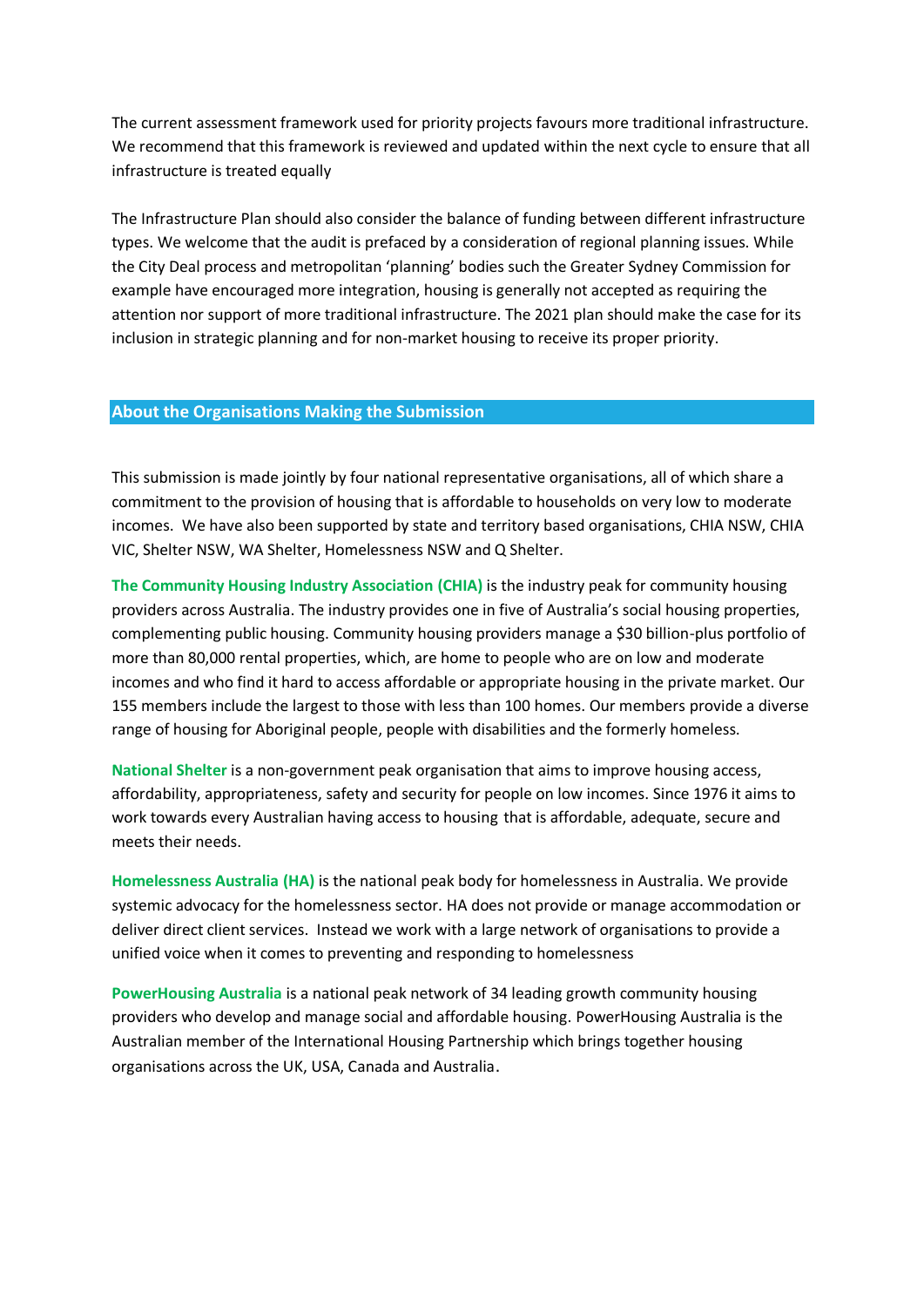The current assessment framework used for priority projects favours more traditional infrastructure. We recommend that this framework is reviewed and updated within the next cycle to ensure that all infrastructure is treated equally

The Infrastructure Plan should also consider the balance of funding between different infrastructure types. We welcome that the audit is prefaced by a consideration of regional planning issues. While the City Deal process and metropolitan 'planning' bodies such the Greater Sydney Commission for example have encouraged more integration, housing is generally not accepted as requiring the attention nor support of more traditional infrastructure. The 2021 plan should make the case for its inclusion in strategic planning and for non-market housing to receive its proper priority.

## About the Organisations Making the Submission

This submission is made jointly by four national representative organisations, all of which share a commitment to the provision of housing that is affordable to households on very low to moderate incomes. We have also been supported by state and territory based organisations, CHIA NSW, CHIA VIC, Shelter NSW, WA Shelter, Homelessness NSW and Q Shelter.

**The Community Housing Industry Association (CHIA)** is the industry peak for community housing providers across Australia. The industry provides one in five of Australia's social housing properties, complementing public housing. Community housing providers manage a $30 billion-plus portfolio of more than 80,000 rental properties, which, are home to people who are on low and moderate incomes and who find it hard to access affordable or appropriate housing in the private market. Our 155 members include the largest to those with less than 100 homes. Our members provide a diverse range of housing for Aboriginal people, people with disabilities and the formerly homeless.

**National Shelter** is a non-government peak organisation that aims to improve housing access, affordability, appropriateness, safety and security for people on low incomes. Since 1976 it aims to work towards every Australian having access to housing that is affordable, adequate, secure and meets their needs.

**Homelessness Australia (HA)** is the national peak body for homelessness in Australia. We provide systemic advocacy for the homelessness sector. HA does not provide or manage accommodation or deliver direct client services. Instead we work with a large network of organisations to provide a unified voice when it comes to preventing and responding to homelessness

**PowerHousing Australia** is a national peak network of 34 leading growth community housing providers who develop and manage social and affordable housing. PowerHousing Australia is the Australian member of the International Housing Partnership which brings together housing organisations across the UK, USA, Canada and Australia.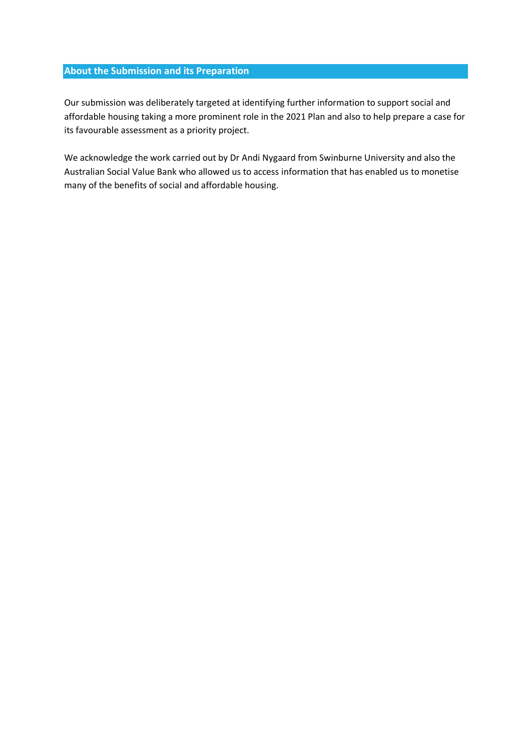## About the Submission and its Preparation

Our submission was deliberately targeted at identifying further information to support social and affordable housing taking a more prominent role in the 2021 Plan and also to help prepare a case for its favourable assessment as a priority project.

We acknowledge the work carried out by Dr Andi Nygaard from Swinburne University and also the Australian Social Value Bank who allowed us to access information that has enabled us to monetise many of the benefits of social and affordable housing.